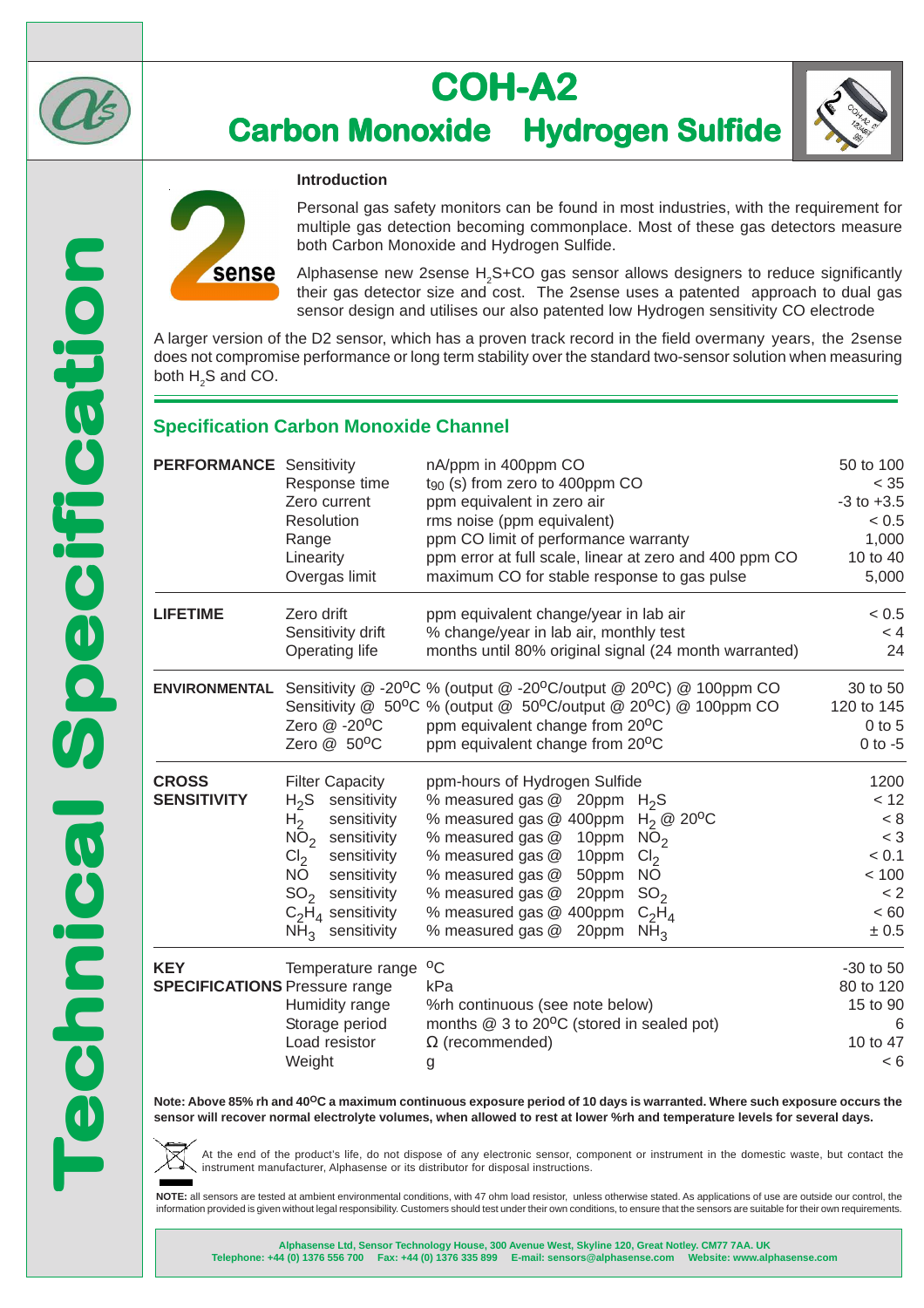# COH-A2

## Carbon Monoxide Hydrogen Sulfide

Technical Specification

### Introduction

Personal gas safety monitors can be found in most industries, with the requirement for multiple gas detection becoming commonplace. Most of these gas detectors measure both Carbon Monoxide and Hydrogen Sulfide.

Alphasense new 2sense $H_2S$+CO gas sensor allows designers to reduce significantly their gas detector size and cost. The 2sense uses a patented approach to dual gas sensor design and utilises our also patented low Hydrogen sensitivity CO electrode

A larger version of the D2 sensor, which has a proven track record in the field overmany years, the 2sense does not compromise performance or long term stability over the standard two-sensor solution when measuring both $H_2S$ and CO.

## Specification Carbon Monoxide Channel

| | | | |
|---|---|---|---|
| **PERFORMANCE** | Sensitivity | nA/ppm in 400ppm CO | 50 to 100 |
| | Response time | $t_{90}$ (s) from zero to 400ppm CO | < 35 |
| | Zero current | ppm equivalent in zero air | -3 to +3.5 |
| | Resolution | rms noise (ppm equivalent) | < 0.5 |
| | Range | ppm CO limit of performance warranty | 1,000 |
| | Linearity | ppm error at full scale, linear at zero and 400 ppm CO | 10 to 40 |
| | Overgas limit | maximum CO for stable response to gas pulse | 5,000 |
| **LIFETIME** | Zero drift | ppm equivalent change/year in lab air | < 0.5 |
| | Sensitivity drift | % change/year in lab air, monthly test | < 4 |
| | Operating life | months until 80% original signal (24 month warranted) | 24 |
| **ENVIRONMENTAL** | Sensitivity @ -20°C | % (output @ -20°C/output @ 20°C) @ 100ppm CO | 30 to 50 |
| | Sensitivity @ 50°C | % (output @ 50°C/output @ 20°C) @ 100ppm CO | 120 to 145 |
| | Zero @ -20°C | ppm equivalent change from 20°C | 0 to 5 |
| | Zero @ 50°C | ppm equivalent change from 20°C | 0 to -5 |
| **CROSS SENSITIVITY** | Filter Capacity | ppm-hours of Hydrogen Sulfide | 1200 |
| | $H_2S$ sensitivity | % measured gas @ 20ppm $H_2S$ | < 12 |
| | $H_2$ sensitivity | % measured gas @ 400ppm $H_2$ @ 20°C | < 8 |
| | $NO_2$ sensitivity | % measured gas @ 10ppm $NO_2$ | < 3 |
| | $Cl_2$ sensitivity | % measured gas @ 10ppm $Cl_2$ | < 0.1 |
| | NO sensitivity | % measured gas @ 50ppm NO | < 100 |
| | $SO_2$ sensitivity | % measured gas @ 20ppm $SO_2$ | < 2 |
| | $C_2H_4$ sensitivity | % measured gas @ 400ppm $C_2H_4$ | < 60 |
| | $NH_3$ sensitivity | % measured gas @ 20ppm $NH_3$ | ± 0.5 |
| **KEY SPECIFICATIONS** | Temperature range | °C | -30 to 50 |
| | Pressure range | kPa | 80 to 120 |
| | Humidity range | %rh continuous (see note below) | 15 to 90 |
| | Storage period | months @ 3 to 20°C (stored in sealed pot) | 6 |
| | Load resistor | Ω (recommended) | 10 to 47 |
| | Weight | g | < 6 |

**Note: Above 85% rh and 40°C a maximum continuous exposure period of 10 days is warranted. Where such exposure occurs the sensor will recover normal electrolyte volumes, when allowed to rest at lower %rh and temperature levels for several days.**

At the end of the product's life, do not dispose of any electronic sensor, component or instrument in the domestic waste, but contact the instrument manufacturer, Alphasense or its distributor for disposal instructions.

**NOTE:** all sensors are tested at ambient environmental conditions, with 47 ohm load resistor, unless otherwise stated. As applications of use are outside our control, the information provided is given without legal responsibility. Customers should test under their own conditions, to ensure that the sensors are suitable for their own requirements.

**Alphasense Ltd, Sensor Technology House, 300 Avenue West, Skyline 120, Great Notley. CM77 7AA. UK**
**Telephone: +44 (0) 1376 556 700 Fax: +44 (0) 1376 335 899 E-mail: sensors@alphasense.com Website: www.alphasense.com**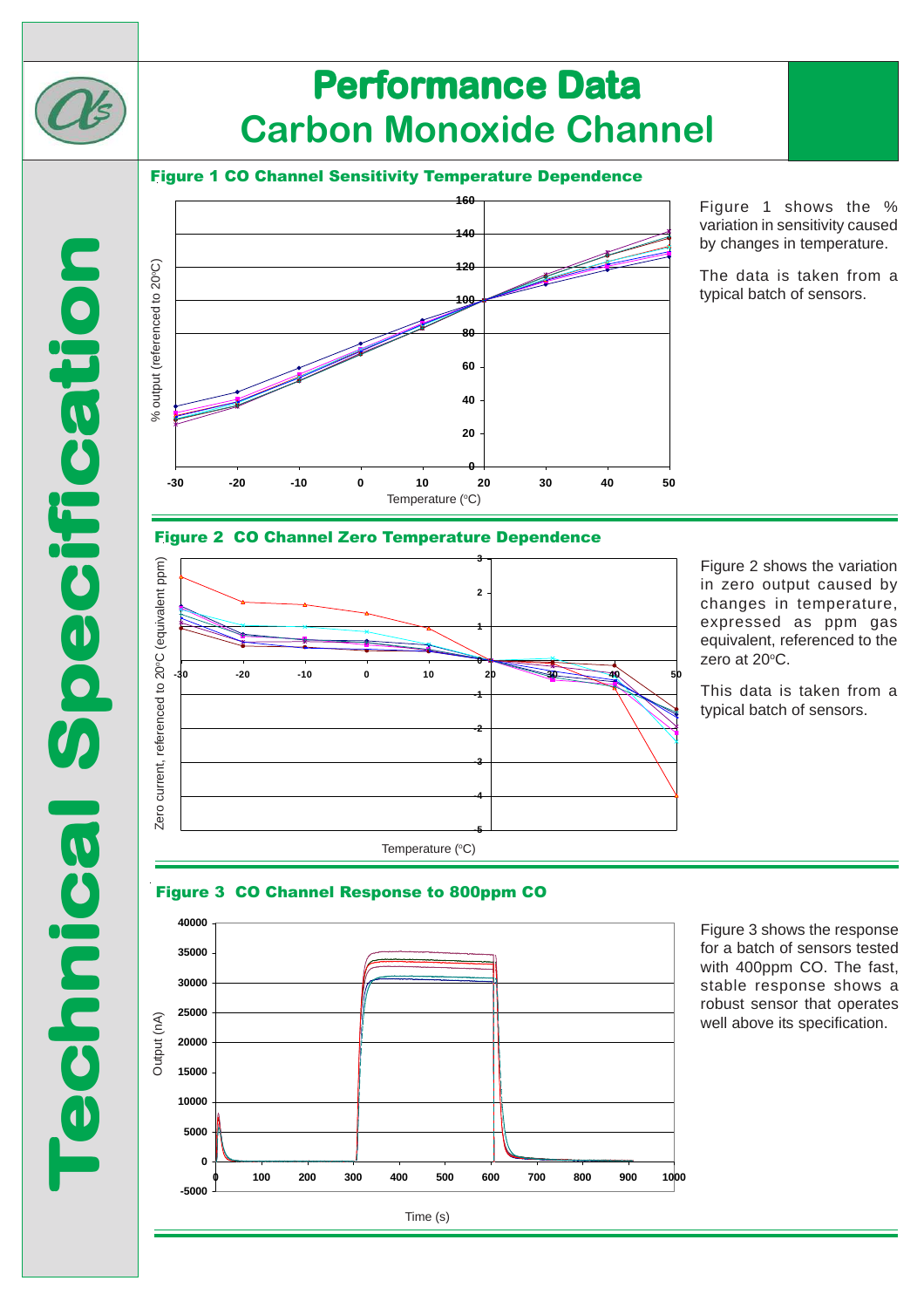# Performance Data
## Carbon Monoxide Channel

### Figure 1 CO Channel Sensitivity Temperature Dependence

Figure 1 shows the % variation in sensitivity caused by changes in temperature.

The data is taken from a typical batch of sensors.

### Figure 2 CO Channel Zero Temperature Dependence

Figure 2 shows the variation in zero output caused by changes in temperature, expressed as ppm gas equivalent, referenced to the zero at 20°C.

This data is taken from a typical batch of sensors.

### Figure 3 CO Channel Response to 800ppm CO

Figure 3 shows the response for a batch of sensors tested with 400ppm CO. The fast, stable response shows a robust sensor that operates well above its specification.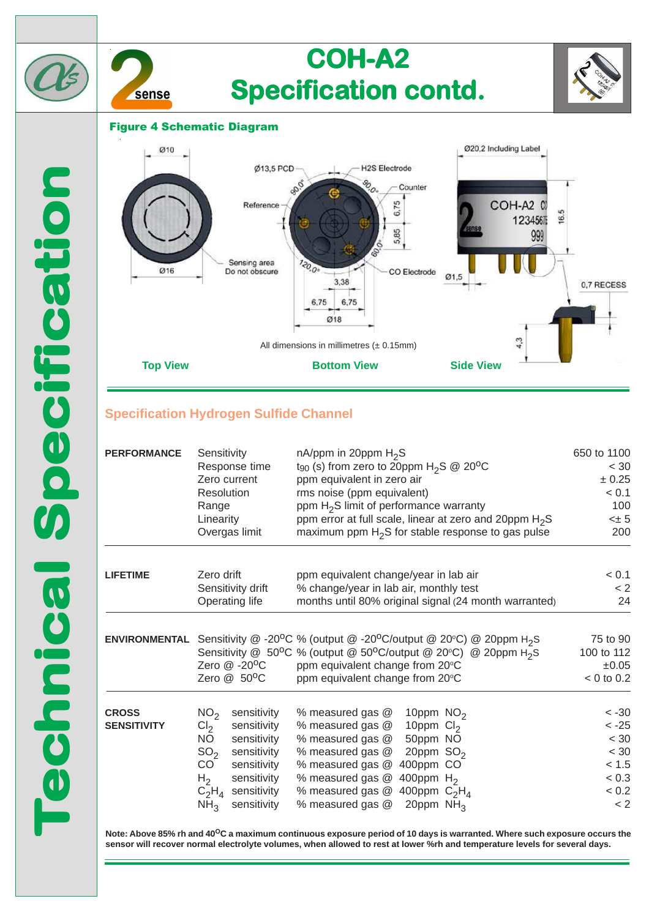# COH-A2 Specification contd.

## Figure 4 Schematic Diagram

All dimensions in millimetres (± 0.15mm)

Top View | Bottom View | Side View

## Specification Hydrogen Sulfide Channel

| | | | |
|---|---|---|---|
| **PERFORMANCE** | Sensitivity | nA/ppm in 20ppm $H_2S$ | 650 to 1100 |
| | Response time | $t_{90}$ (s) from zero to 20ppm $H_2S$ @ 20°C | < 30 |
| | Zero current | ppm equivalent in zero air | ± 0.25 |
| | Resolution | rms noise (ppm equivalent) | < 0.1 |
| | Range | ppm $H_2S$ limit of performance warranty | 100 |
| | Linearity | ppm error at full scale, linear at zero and 20ppm $H_2S$ | <± 5 |
| | Overgas limit | maximum ppm $H_2S$ for stable response to gas pulse | 200 |
| **LIFETIME** | Zero drift | ppm equivalent change/year in lab air | < 0.1 |
| | Sensitivity drift | % change/year in lab air, monthly test | < 2 |
| | Operating life | months until 80% original signal (24 month warranted) | 24 |
| **ENVIRONMENTAL** | Sensitivity @ -20°C | % (output @ -20°C/output @ 20°C) @ 20ppm $H_2S$ | 75 to 90 |
| | Sensitivity @ 50°C | % (output @ 50°C/output @ 20°C) @ 20ppm $H_2S$ | 100 to 112 |
| | Zero @ -20°C | ppm equivalent change from 20°C | ±0.05 |
| | Zero @ 50°C | ppm equivalent change from 20°C | < 0 to 0.2 |
| **CROSS SENSITIVITY** | $NO_2$ sensitivity | % measured gas @ 10ppm $NO_2$ | < -30 |
| | $Cl_2$ sensitivity | % measured gas @ 10ppm $Cl_2$ | < -25 |
| | NO sensitivity | % measured gas @ 50ppm NO | < 30 |
| | $SO_2$ sensitivity | % measured gas @ 20ppm $SO_2$ | < 30 |
| | CO sensitivity | % measured gas @ 400ppm CO | < 1.5 |
| | $H_2$ sensitivity | % measured gas @ 400ppm $H_2$ | < 0.3 |
| | $C_2H_4$ sensitivity | % measured gas @ 400ppm $C_2H_4$ | < 0.2 |
| | $NH_3$ sensitivity | % measured gas @ 20ppm $NH_3$ | < 2 |

**Note: Above 85% rh and 40°C a maximum continuous exposure period of 10 days is warranted. Where such exposure occurs the sensor will recover normal electrolyte volumes, when allowed to rest at lower %rh and temperature levels for several days.**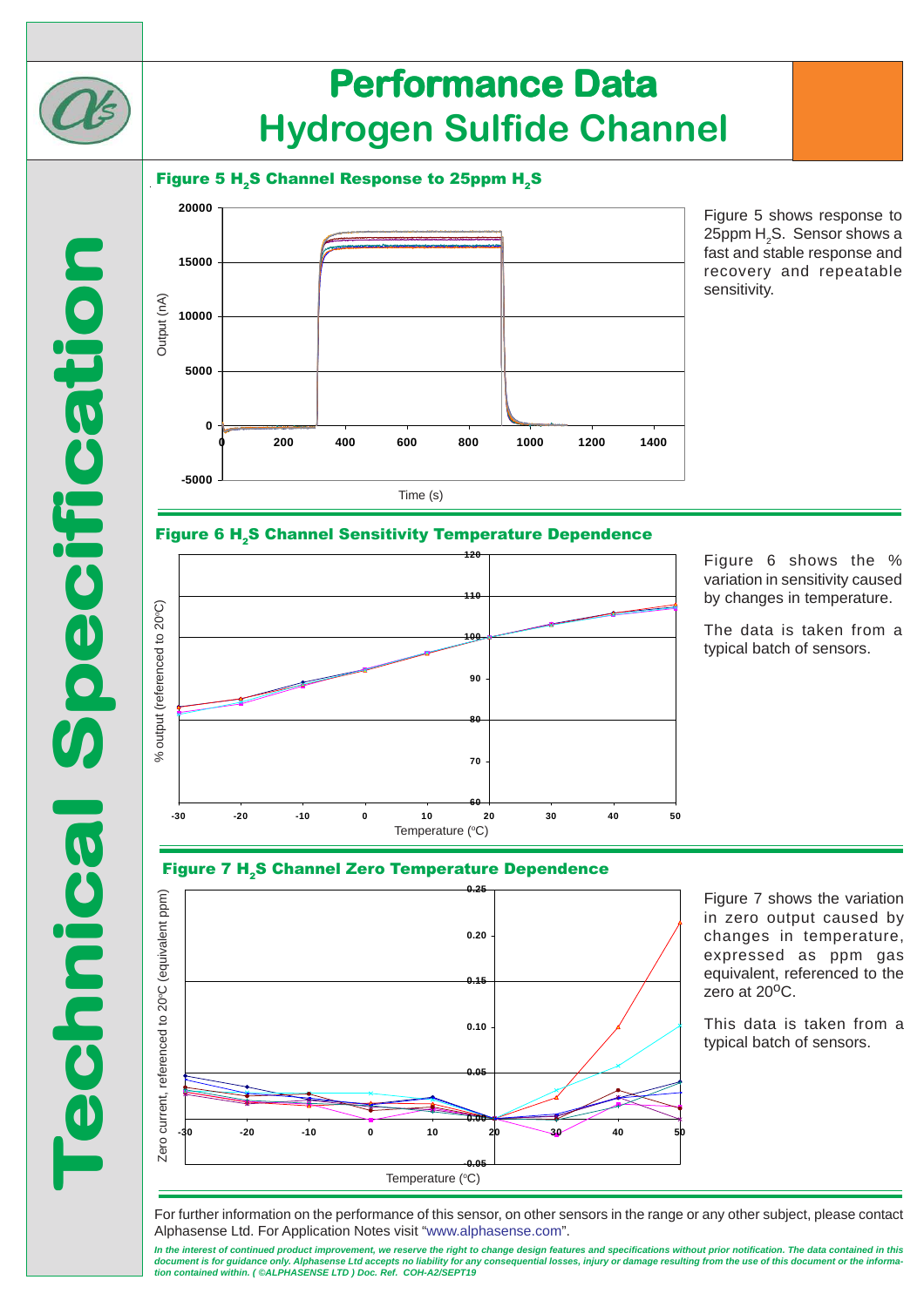# Performance Data
## Hydrogen Sulfide Channel

Technical Specification

### Figure 5 $H_2S$ Channel Response to 25ppm $H_2S$

20000
15000
10000
5000
0
-5000
Output (nA)
0 200 400 600 800 1000 1200 1400
Time (s)

Figure 5 shows response to 25ppm $H_2S$. Sensor shows a fast and stable response and recovery and repeatable sensitivity.

### Figure 6 $H_2S$ Channel Sensitivity Temperature Dependence

120
110
100
90
80
70
60
% output (referenced to 20°C)
-30 -20 -10 0 10 20 30 40 50
Temperature (°C)

Figure 6 shows the % variation in sensitivity caused by changes in temperature.

The data is taken from a typical batch of sensors.

### Figure 7 $H_2S$ Channel Zero Temperature Dependence

0.25
0.20
0.15
0.10
0.05
0.00
-0.05
Zero current, referenced to 20°C (equivalent ppm)
-30 -20 -10 0 10 20 30 40 50
Temperature (°C)

Figure 7 shows the variation in zero output caused by changes in temperature, expressed as ppm gas equivalent, referenced to the zero at 20°C.

This data is taken from a typical batch of sensors.

For further information on the performance of this sensor, on other sensors in the range or any other subject, please contact Alphasense Ltd. For Application Notes visit "www.alphasense.com".

*In the interest of continued product improvement, we reserve the right to change design features and specifications without prior notification. The data contained in this document is for guidance only. Alphasense Ltd accepts no liability for any consequential losses, injury or damage resulting from the use of this document or the information contained within. ( ©ALPHASENSE LTD ) Doc. Ref. COH-A2/SEPT19*